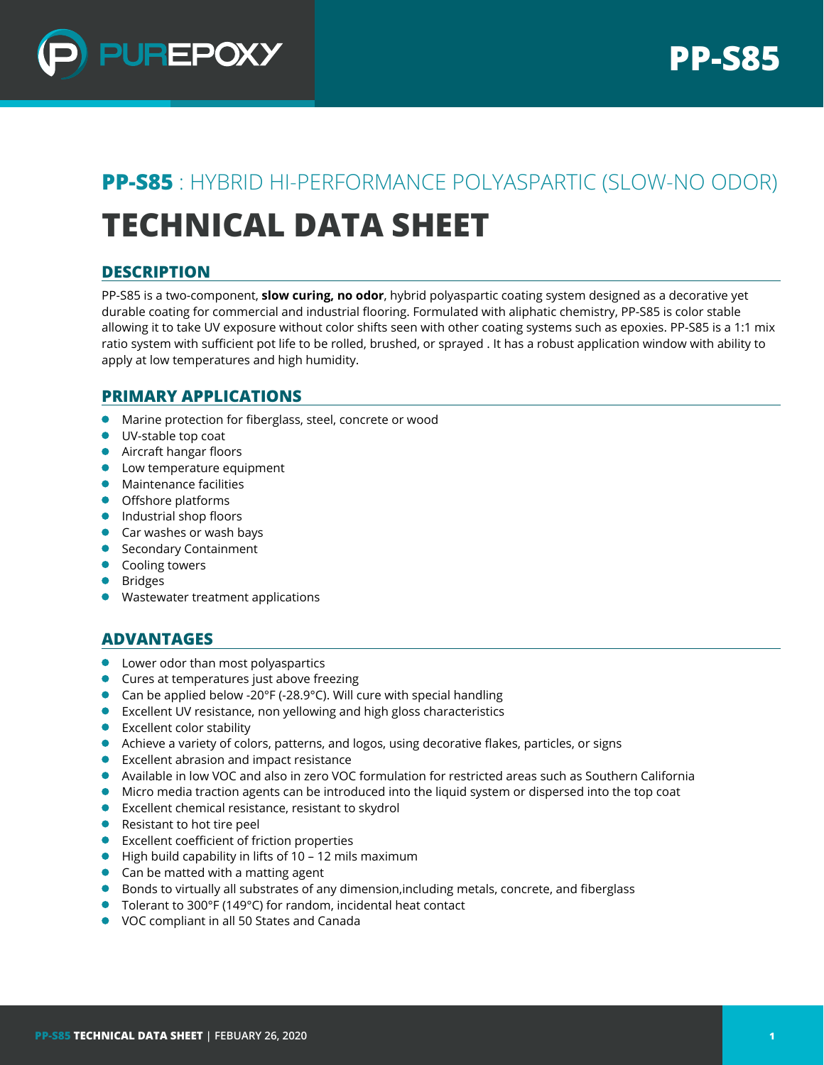# PP-S85 : HYBRID HI-PERFORMANCE POLYASPARTIC (SLOW-NO ODOR)

# TECHNICAL DATA SHEET

## DESCRIPTION

PP-S85 is a two-component, **slow curing, no odor**, hybrid polyaspartic coating system designed as a decorative yet durable coating for commercial and industrial flooring. Formulated with aliphatic chemistry, PP-S85 is color stable allowing it to take UV exposure without color shifts seen with other coating systems such as epoxies. PP-S85 is a 1:1 mix ratio system with sufficient pot life to be rolled, brushed, or sprayed . It has a robust application window with ability to apply at low temperatures and high humidity.

## PRIMARY APPLICATIONS

- Marine protection for fiberglass, steel, concrete or wood
- UV-stable top coat
- Aircraft hangar floors
- Low temperature equipment
- Maintenance facilities
- Offshore platforms
- Industrial shop floors
- Car washes or wash bays
- Secondary Containment
- Cooling towers
- Bridges
- Wastewater treatment applications

## ADVANTAGES

- Lower odor than most polyaspartics
- Cures at temperatures just above freezing
- Can be applied below -20°F (-28.9°C). Will cure with special handling
- Excellent UV resistance, non yellowing and high gloss characteristics
- Excellent color stability
- Achieve a variety of colors, patterns, and logos, using decorative flakes, particles, or signs
- Excellent abrasion and impact resistance
- Available in low VOC and also in zero VOC formulation for restricted areas such as Southern California
- Micro media traction agents can be introduced into the liquid system or dispersed into the top coat
- Excellent chemical resistance, resistant to skydrol
- Resistant to hot tire peel
- Excellent coefficient of friction properties
- High build capability in lifts of 10 – 12 mils maximum
- Can be matted with a matting agent
- Bonds to virtually all substrates of any dimension,including metals, concrete, and fiberglass
- Tolerant to 300°F (149°C) for random, incidental heat contact
- VOC compliant in all 50 States and Canada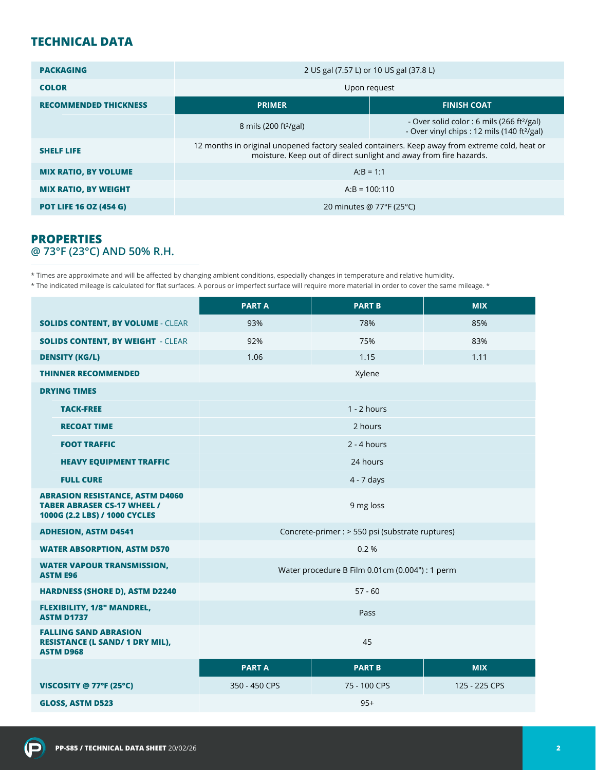## TECHNICAL DATA

| | | |
|---|---|---|
| **PACKAGING** | 2 US gal (7.57 L) or 10 US gal (37.8 L) | |
| **COLOR** | Upon request | |
| **RECOMMENDED THICKNESS** | **PRIMER** | **FINISH COAT** |
| | 8 mils (200 ft²/gal) | - Over solid color : 6 mils (266 ft²/gal)<br>- Over vinyl chips : 12 mils (140 ft²/gal) |
| **SHELF LIFE** | 12 months in original unopened factory sealed containers. Keep away from extreme cold, heat or moisture. Keep out of direct sunlight and away from fire hazards. | |
| **MIX RATIO, BY VOLUME** | A:B = 1:1 | |
| **MIX RATIO, BY WEIGHT** | A:B = 100:110 | |
| **POT LIFE 16 OZ (454 G)** | 20 minutes @ 77°F (25°C) | |

## PROPERTIES
@ 73°F (23°C) AND 50% R.H.

* Times are approximate and will be affected by changing ambient conditions, especially changes in temperature and relative humidity.
* The indicated mileage is calculated for flat surfaces. A porous or imperfect surface will require more material in order to cover the same mileage. *

| | PART A | PART B | MIX |
|---|---|---|---|
| **SOLIDS CONTENT, BY VOLUME** - CLEAR | 93% | 78% | 85% |
| **SOLIDS CONTENT, BY WEIGHT** - CLEAR | 92% | 75% | 83% |
| **DENSITY (KG/L)** | 1.06 | 1.15 | 1.11 |
| **THINNER RECOMMENDED** | Xylene | | |
| **DRYING TIMES** | | | |
| **TACK-FREE** | 1 - 2 hours | | |
| **RECOAT TIME** | 2 hours | | |
| **FOOT TRAFFIC** | 2 - 4 hours | | |
| **HEAVY EQUIPMENT TRAFFIC** | 24 hours | | |
| **FULL CURE** | 4 - 7 days | | |
| **ABRASION RESISTANCE, ASTM D4060 TABER ABRASER CS-17 WHEEL / 1000G (2.2 LBS) / 1000 CYCLES** | 9 mg loss | | |
| **ADHESION, ASTM D4541** | Concrete-primer : > 550 psi (substrate ruptures) | | |
| **WATER ABSORPTION, ASTM D570** | 0.2 % | | |
| **WATER VAPOUR TRANSMISSION, ASTM E96** | Water procedure B Film 0.01cm (0.004") : 1 perm | | |
| **HARDNESS (SHORE D), ASTM D2240** | 57 - 60 | | |
| **FLEXIBILITY, 1/8" MANDREL, ASTM D1737** | Pass | | |
| **FALLING SAND ABRASION RESISTANCE (L SAND/ 1 DRY MIL), ASTM D968** | 45 | | |
| | **PART A** | **PART B** | **MIX** |
| **VISCOSITY @ 77°F (25°C)** | 350 - 450 CPS | 75 - 100 CPS | 125 - 225 CPS |
| **GLOSS, ASTM D523** | 95+ | | |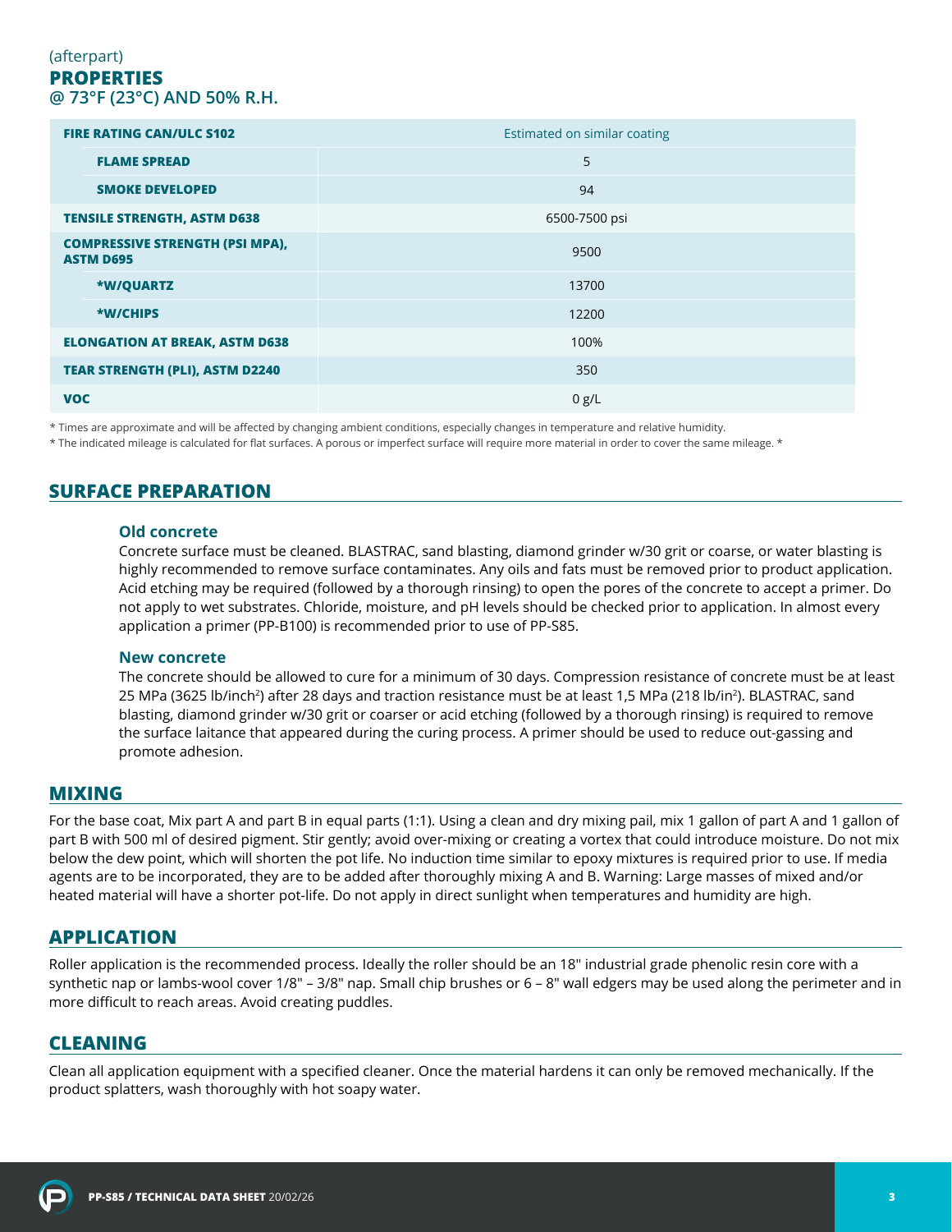(afterpart)

## PROPERTIES
### @ 73°F (23°C) AND 50% R.H.

| | |
|---|---|
| **FIRE RATING CAN/ULC S102** | Estimated on similar coating |
| **FLAME SPREAD** | 5 |
| **SMOKE DEVELOPED** | 94 |
| **TENSILE STRENGTH, ASTM D638** | 6500-7500 psi |
| **COMPRESSIVE STRENGTH (PSI MPA), ASTM D695** | 9500 |
| ***W/QUARTZ** | 13700 |
| ***W/CHIPS** | 12200 |
| **ELONGATION AT BREAK, ASTM D638** | 100% |
| **TEAR STRENGTH (PLI), ASTM D2240** | 350 |
| **VOC** | 0 g/L |

* Times are approximate and will be affected by changing ambient conditions, especially changes in temperature and relative humidity.

* The indicated mileage is calculated for flat surfaces. A porous or imperfect surface will require more material in order to cover the same mileage. *

## SURFACE PREPARATION

### Old concrete

Concrete surface must be cleaned. BLASTRAC, sand blasting, diamond grinder w/30 grit or coarse, or water blasting is highly recommended to remove surface contaminates. Any oils and fats must be removed prior to product application. Acid etching may be required (followed by a thorough rinsing) to open the pores of the concrete to accept a primer. Do not apply to wet substrates. Chloride, moisture, and pH levels should be checked prior to application. In almost every application a primer (PP-B100) is recommended prior to use of PP-S85.

### New concrete

The concrete should be allowed to cure for a minimum of 30 days. Compression resistance of concrete must be at least 25 MPa (3625 lb/inch$^2$) after 28 days and traction resistance must be at least 1,5 MPa (218 lb/in$^2$). BLASTRAC, sand blasting, diamond grinder w/30 grit or coarser or acid etching (followed by a thorough rinsing) is required to remove the surface laitance that appeared during the curing process. A primer should be used to reduce out-gassing and promote adhesion.

## MIXING

For the base coat, Mix part A and part B in equal parts (1:1). Using a clean and dry mixing pail, mix 1 gallon of part A and 1 gallon of part B with 500 ml of desired pigment. Stir gently; avoid over-mixing or creating a vortex that could introduce moisture. Do not mix below the dew point, which will shorten the pot life. No induction time similar to epoxy mixtures is required prior to use. If media agents are to be incorporated, they are to be added after thoroughly mixing A and B. Warning: Large masses of mixed and/or heated material will have a shorter pot-life. Do not apply in direct sunlight when temperatures and humidity are high.

## APPLICATION

Roller application is the recommended process. Ideally the roller should be an 18" industrial grade phenolic resin core with a synthetic nap or lambs-wool cover 1/8" – 3/8" nap. Small chip brushes or 6 – 8" wall edgers may be used along the perimeter and in more difficult to reach areas. Avoid creating puddles.

## CLEANING

Clean all application equipment with a specified cleaner. Once the material hardens it can only be removed mechanically. If the product splatters, wash thoroughly with hot soapy water.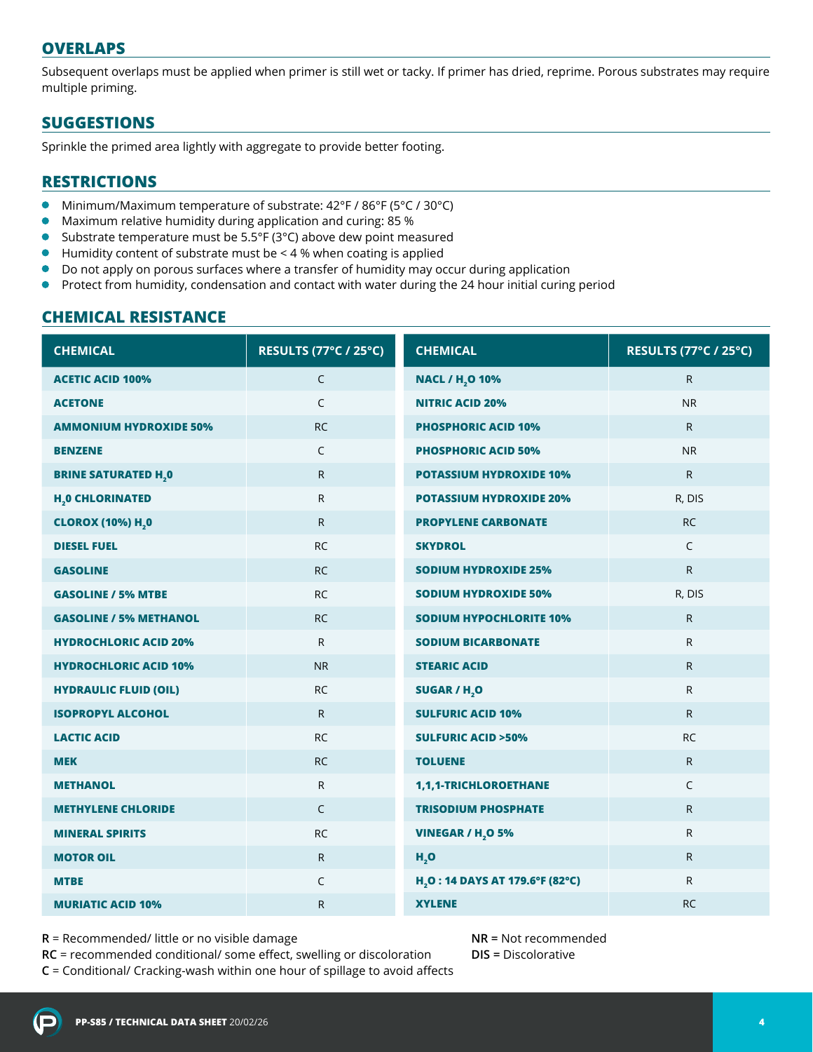## OVERLAPS

Subsequent overlaps must be applied when primer is still wet or tacky. If primer has dried, reprime. Porous substrates may require multiple priming.

## SUGGESTIONS

Sprinkle the primed area lightly with aggregate to provide better footing.

## RESTRICTIONS

- Minimum/Maximum temperature of substrate: 42°F / 86°F (5°C / 30°C)
- Maximum relative humidity during application and curing: 85 %
- Substrate temperature must be 5.5°F (3°C) above dew point measured
- Humidity content of substrate must be < 4 % when coating is applied
- Do not apply on porous surfaces where a transfer of humidity may occur during application
- Protect from humidity, condensation and contact with water during the 24 hour initial curing period

## CHEMICAL RESISTANCE

| CHEMICAL | RESULTS (77°C / 25°C) | CHEMICAL | RESULTS (77°C / 25°C) |
|---|---|---|---|
| **ACETIC ACID 100%** | C | **NACL / $H_2O$ 10%** | R |
| **ACETONE** | C | **NITRIC ACID 20%** | NR |
| **AMMONIUM HYDROXIDE 50%** | RC | **PHOSPHORIC ACID 10%** | R |
| **BENZENE** | C | **PHOSPHORIC ACID 50%** | NR |
| **BRINE SATURATED $H_20$** | R | **POTASSIUM HYDROXIDE 10%** | R |
| **$H_20$ CHLORINATED** | R | **POTASSIUM HYDROXIDE 20%** | R, DIS |
| **CLOROX (10%) $H_20$** | R | **PROPYLENE CARBONATE** | RC |
| **DIESEL FUEL** | RC | **SKYDROL** | C |
| **GASOLINE** | RC | **SODIUM HYDROXIDE 25%** | R |
| **GASOLINE / 5% MTBE** | RC | **SODIUM HYDROXIDE 50%** | R, DIS |
| **GASOLINE / 5% METHANOL** | RC | **SODIUM HYPOCHLORITE 10%** | R |
| **HYDROCHLORIC ACID 20%** | R | **SODIUM BICARBONATE** | R |
| **HYDROCHLORIC ACID 10%** | NR | **STEARIC ACID** | R |
| **HYDRAULIC FLUID (OIL)** | RC | **SUGAR / $H_2O$** | R |
| **ISOPROPYL ALCOHOL** | R | **SULFURIC ACID 10%** | R |
| **LACTIC ACID** | RC | **SULFURIC ACID >50%** | RC |
| **MEK** | RC | **TOLUENE** | R |
| **METHANOL** | R | **1,1,1-TRICHLOROETHANE** | C |
| **METHYLENE CHLORIDE** | C | **TRISODIUM PHOSPHATE** | R |
| **MINERAL SPIRITS** | RC | **VINEGAR / $H_2O$ 5%** | R |
| **MOTOR OIL** | R | **$H_2O$** | R |
| **MTBE** | C | **$H_2O$ : 14 DAYS AT 179.6°F (82°C)** | R |
| **MURIATIC ACID 10%** | R | **XYLENE** | RC |

**R** = Recommended/ little or no visible damage
**RC** = recommended conditional/ some effect, swelling or discoloration
**C** = Conditional/ Cracking-wash within one hour of spillage to avoid affects
**NR** = Not recommended
**DIS** = Discolorative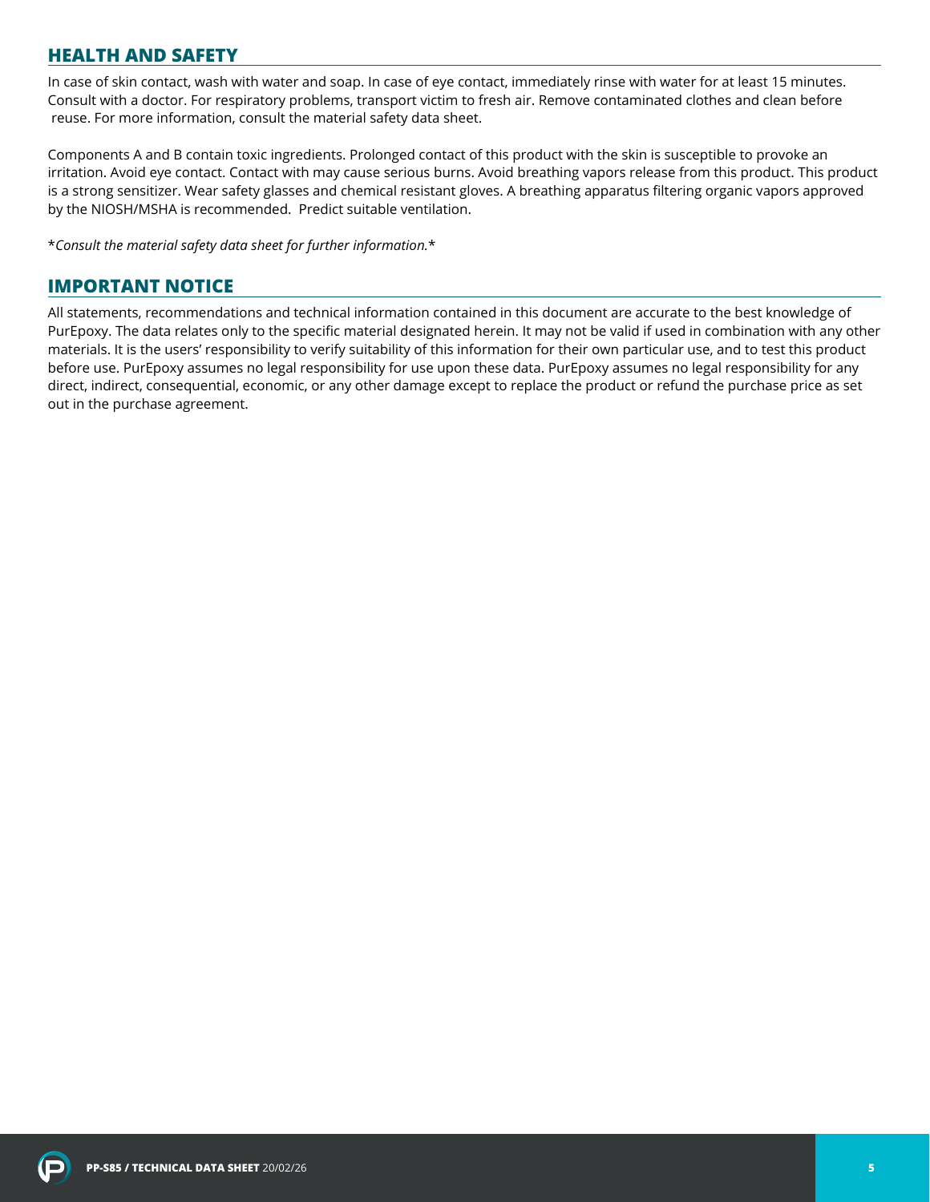## HEALTH AND SAFETY

In case of skin contact, wash with water and soap. In case of eye contact, immediately rinse with water for at least 15 minutes. Consult with a doctor. For respiratory problems, transport victim to fresh air. Remove contaminated clothes and clean before reuse. For more information, consult the material safety data sheet.

Components A and B contain toxic ingredients. Prolonged contact of this product with the skin is susceptible to provoke an irritation. Avoid eye contact. Contact with may cause serious burns. Avoid breathing vapors release from this product. This product is a strong sensitizer. Wear safety glasses and chemical resistant gloves. A breathing apparatus filtering organic vapors approved by the NIOSH/MSHA is recommended. Predict suitable ventilation.

*Consult the material safety data sheet for further information.*

## IMPORTANT NOTICE

All statements, recommendations and technical information contained in this document are accurate to the best knowledge of PurEpoxy. The data relates only to the specific material designated herein. It may not be valid if used in combination with any other materials. It is the users' responsibility to verify suitability of this information for their own particular use, and to test this product before use. PurEpoxy assumes no legal responsibility for use upon these data. PurEpoxy assumes no legal responsibility for any direct, indirect, consequential, economic, or any other damage except to replace the product or refund the purchase price as set out in the purchase agreement.